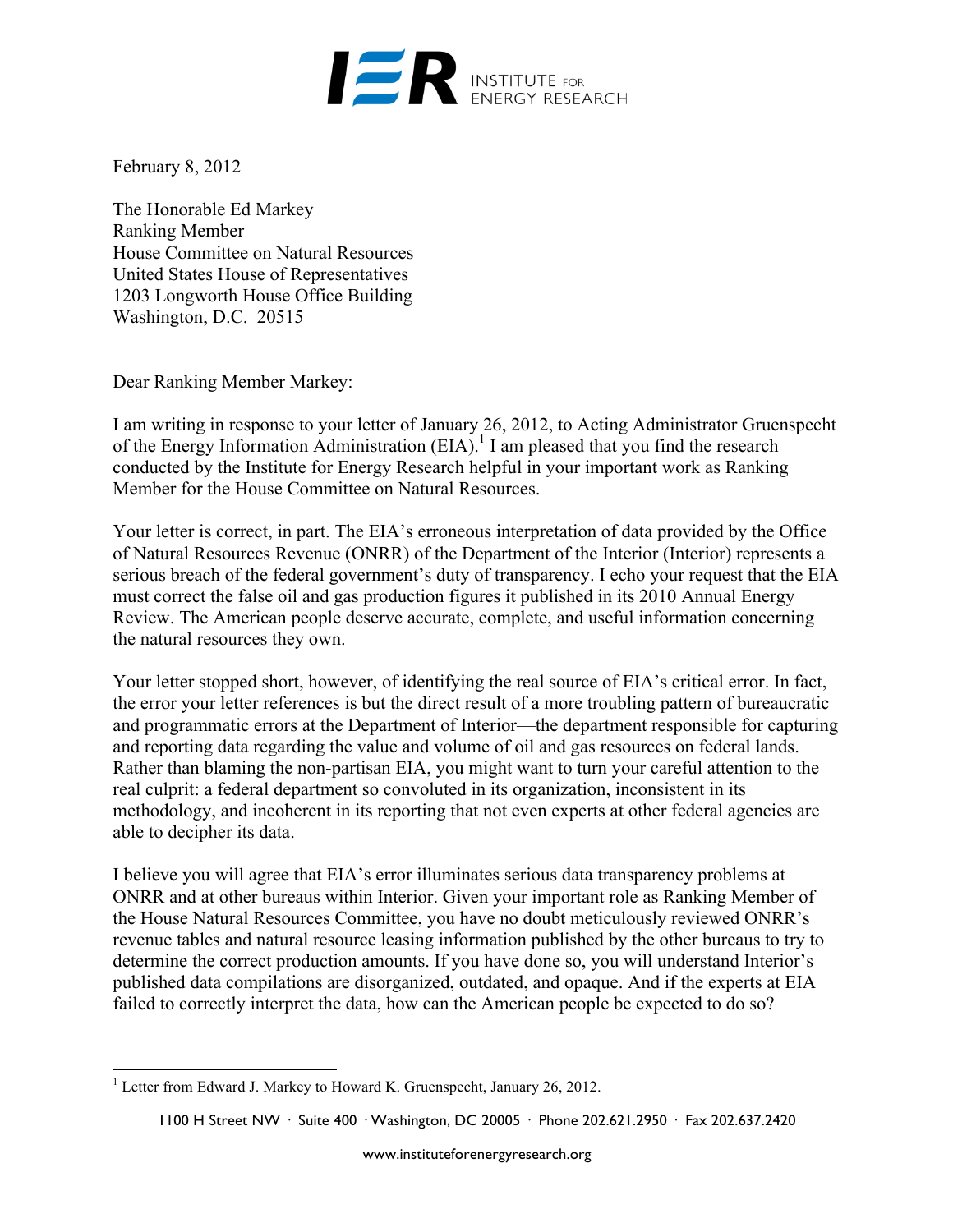IER INSTITUTE FOR ENERGY RESEARCH

February 8, 2012

The Honorable Ed Markey
Ranking Member
House Committee on Natural Resources
United States House of Representatives
1203 Longworth House Office Building
Washington, D.C. 20515

Dear Ranking Member Markey:

I am writing in response to your letter of January 26, 2012, to Acting Administrator Gruenspecht of the Energy Information Administration (EIA).[1] I am pleased that you find the research conducted by the Institute for Energy Research helpful in your important work as Ranking Member for the House Committee on Natural Resources.

Your letter is correct, in part. The EIA's erroneous interpretation of data provided by the Office of Natural Resources Revenue (ONRR) of the Department of the Interior (Interior) represents a serious breach of the federal government's duty of transparency. I echo your request that the EIA must correct the false oil and gas production figures it published in its 2010 Annual Energy Review. The American people deserve accurate, complete, and useful information concerning the natural resources they own.

Your letter stopped short, however, of identifying the real source of EIA's critical error. In fact, the error your letter references is but the direct result of a more troubling pattern of bureaucratic and programmatic errors at the Department of Interior—the department responsible for capturing and reporting data regarding the value and volume of oil and gas resources on federal lands. Rather than blaming the non-partisan EIA, you might want to turn your careful attention to the real culprit: a federal department so convoluted in its organization, inconsistent in its methodology, and incoherent in its reporting that not even experts at other federal agencies are able to decipher its data.

I believe you will agree that EIA's error illuminates serious data transparency problems at ONRR and at other bureaus within Interior. Given your important role as Ranking Member of the House Natural Resources Committee, you have no doubt meticulously reviewed ONRR's revenue tables and natural resource leasing information published by the other bureaus to try to determine the correct production amounts. If you have done so, you will understand Interior's published data compilations are disorganized, outdated, and opaque. And if the experts at EIA failed to correctly interpret the data, how can the American people be expected to do so?

[1] Letter from Edward J. Markey to Howard K. Gruenspecht, January 26, 2012.

1100 H Street NW · Suite 400 · Washington, DC 20005 · Phone 202.621.2950 · Fax 202.637.2420

www.instituteforenergyresearch.org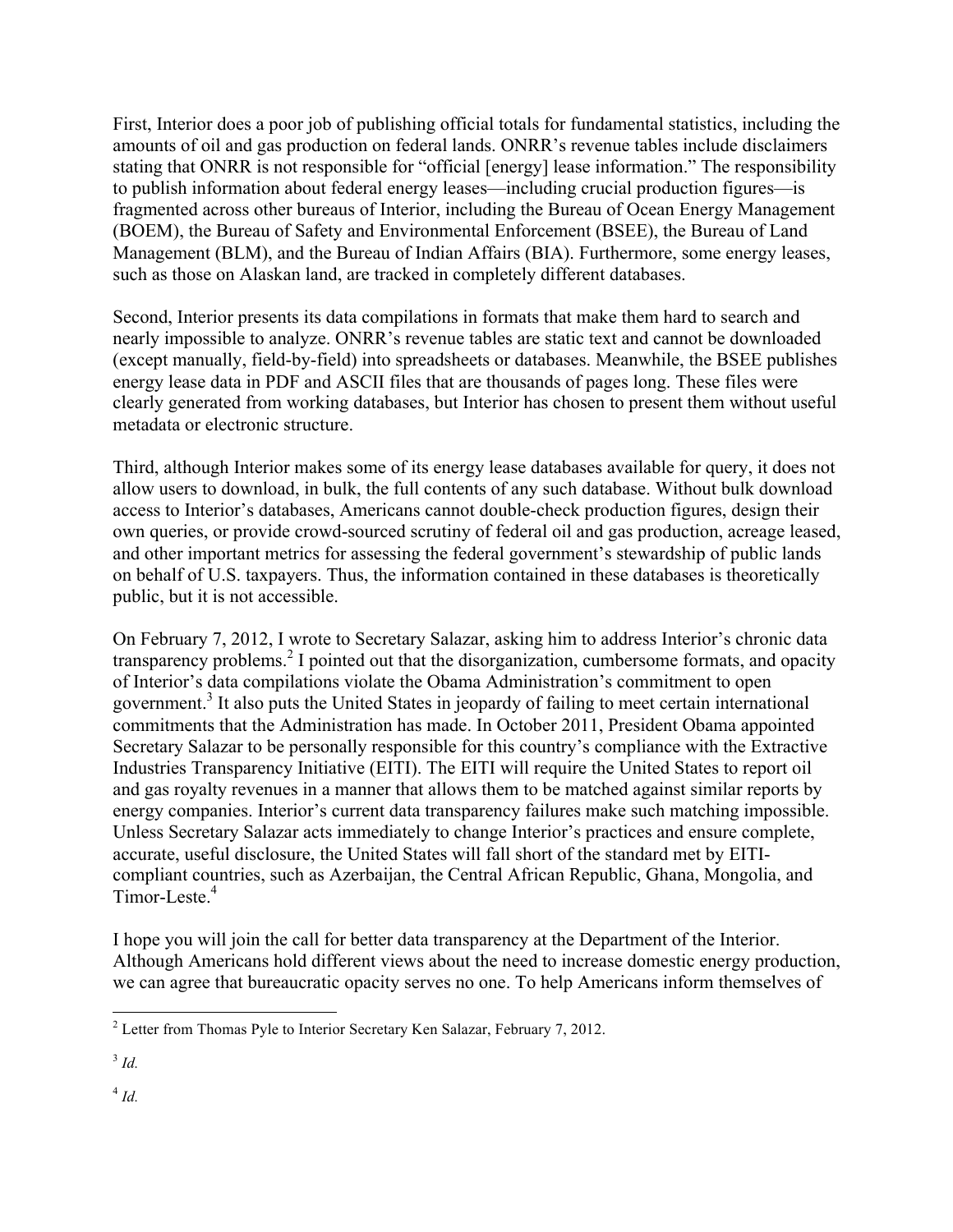First, Interior does a poor job of publishing official totals for fundamental statistics, including the amounts of oil and gas production on federal lands. ONRR's revenue tables include disclaimers stating that ONRR is not responsible for "official [energy] lease information." The responsibility to publish information about federal energy leases—including crucial production figures—is fragmented across other bureaus of Interior, including the Bureau of Ocean Energy Management (BOEM), the Bureau of Safety and Environmental Enforcement (BSEE), the Bureau of Land Management (BLM), and the Bureau of Indian Affairs (BIA). Furthermore, some energy leases, such as those on Alaskan land, are tracked in completely different databases.

Second, Interior presents its data compilations in formats that make them hard to search and nearly impossible to analyze. ONRR's revenue tables are static text and cannot be downloaded (except manually, field-by-field) into spreadsheets or databases. Meanwhile, the BSEE publishes energy lease data in PDF and ASCII files that are thousands of pages long. These files were clearly generated from working databases, but Interior has chosen to present them without useful metadata or electronic structure.

Third, although Interior makes some of its energy lease databases available for query, it does not allow users to download, in bulk, the full contents of any such database. Without bulk download access to Interior's databases, Americans cannot double-check production figures, design their own queries, or provide crowd-sourced scrutiny of federal oil and gas production, acreage leased, and other important metrics for assessing the federal government's stewardship of public lands on behalf of U.S. taxpayers. Thus, the information contained in these databases is theoretically public, but it is not accessible.

On February 7, 2012, I wrote to Secretary Salazar, asking him to address Interior's chronic data transparency problems.[2] I pointed out that the disorganization, cumbersome formats, and opacity of Interior's data compilations violate the Obama Administration's commitment to open government.[3] It also puts the United States in jeopardy of failing to meet certain international commitments that the Administration has made. In October 2011, President Obama appointed Secretary Salazar to be personally responsible for this country's compliance with the Extractive Industries Transparency Initiative (EITI). The EITI will require the United States to report oil and gas royalty revenues in a manner that allows them to be matched against similar reports by energy companies. Interior's current data transparency failures make such matching impossible. Unless Secretary Salazar acts immediately to change Interior's practices and ensure complete, accurate, useful disclosure, the United States will fall short of the standard met by EITI-compliant countries, such as Azerbaijan, the Central African Republic, Ghana, Mongolia, and Timor-Leste.[4]

I hope you will join the call for better data transparency at the Department of the Interior. Although Americans hold different views about the need to increase domestic energy production, we can agree that bureaucratic opacity serves no one. To help Americans inform themselves of

---

[2] Letter from Thomas Pyle to Interior Secretary Ken Salazar, February 7, 2012.

[3] *Id.*

[4] *Id.*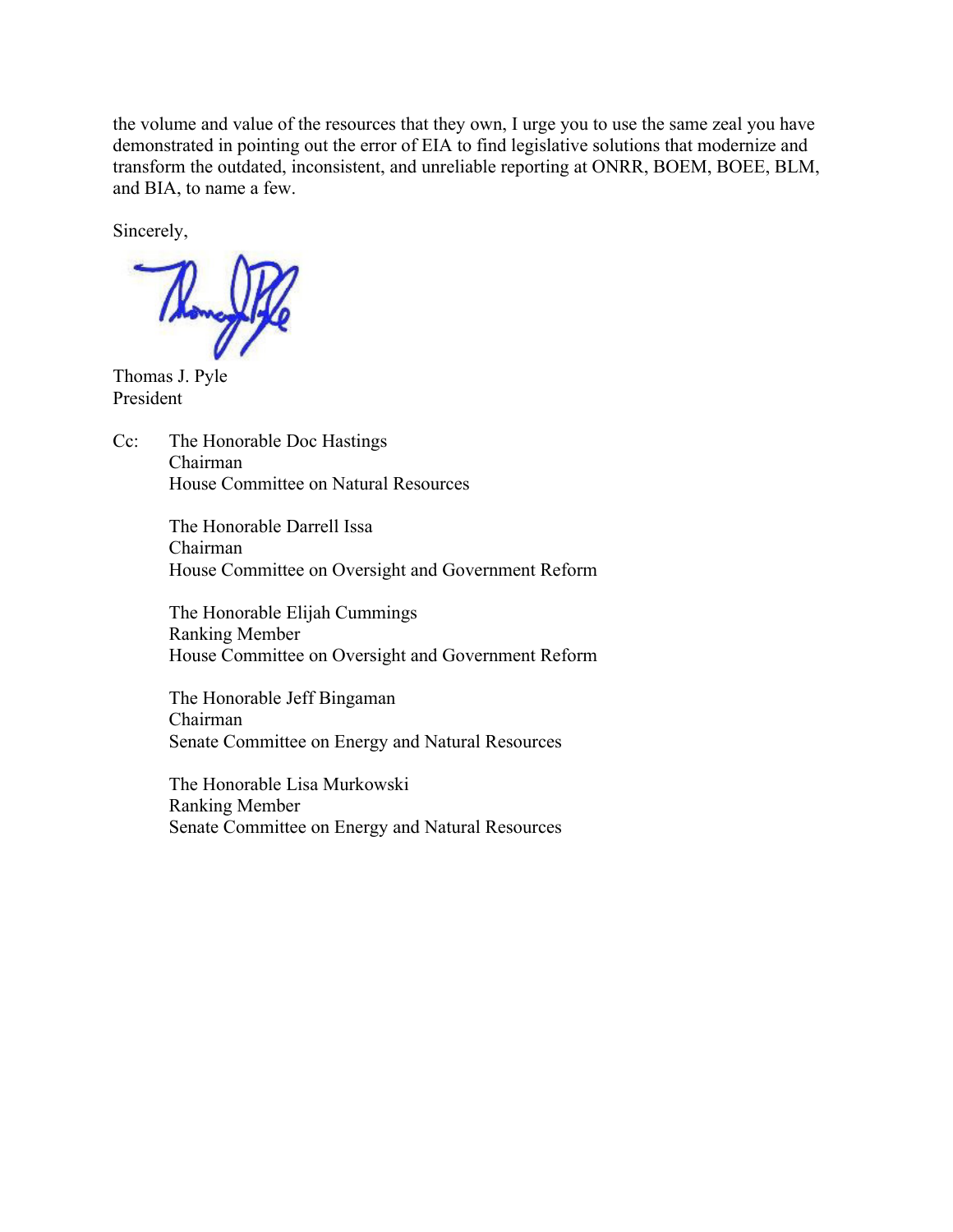the volume and value of the resources that they own, I urge you to use the same zeal you have demonstrated in pointing out the error of EIA to find legislative solutions that modernize and transform the outdated, inconsistent, and unreliable reporting at ONRR, BOEM, BOEE, BLM, and BIA, to name a few.

Sincerely,

Thomas J. Pyle
President

Cc: The Honorable Doc Hastings
Chairman
House Committee on Natural Resources

The Honorable Darrell Issa
Chairman
House Committee on Oversight and Government Reform

The Honorable Elijah Cummings
Ranking Member
House Committee on Oversight and Government Reform

The Honorable Jeff Bingaman
Chairman
Senate Committee on Energy and Natural Resources

The Honorable Lisa Murkowski
Ranking Member
Senate Committee on Energy and Natural Resources